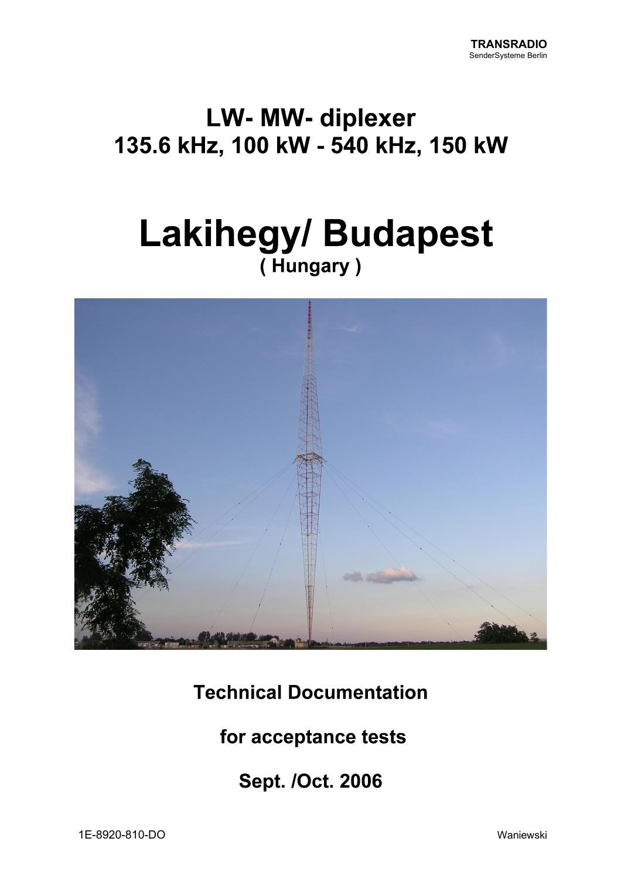**TRANSRADIO**
SenderSysteme Berlin

# LW- MW- diplexer
## 135.6 kHz, 100 kW - 540 kHz, 150 kW

# Lakihegy/ Budapest
### ( Hungary )

### Technical Documentation

### for acceptance tests

### Sept. /Oct. 2006

1E-8920-810-DO

Waniewski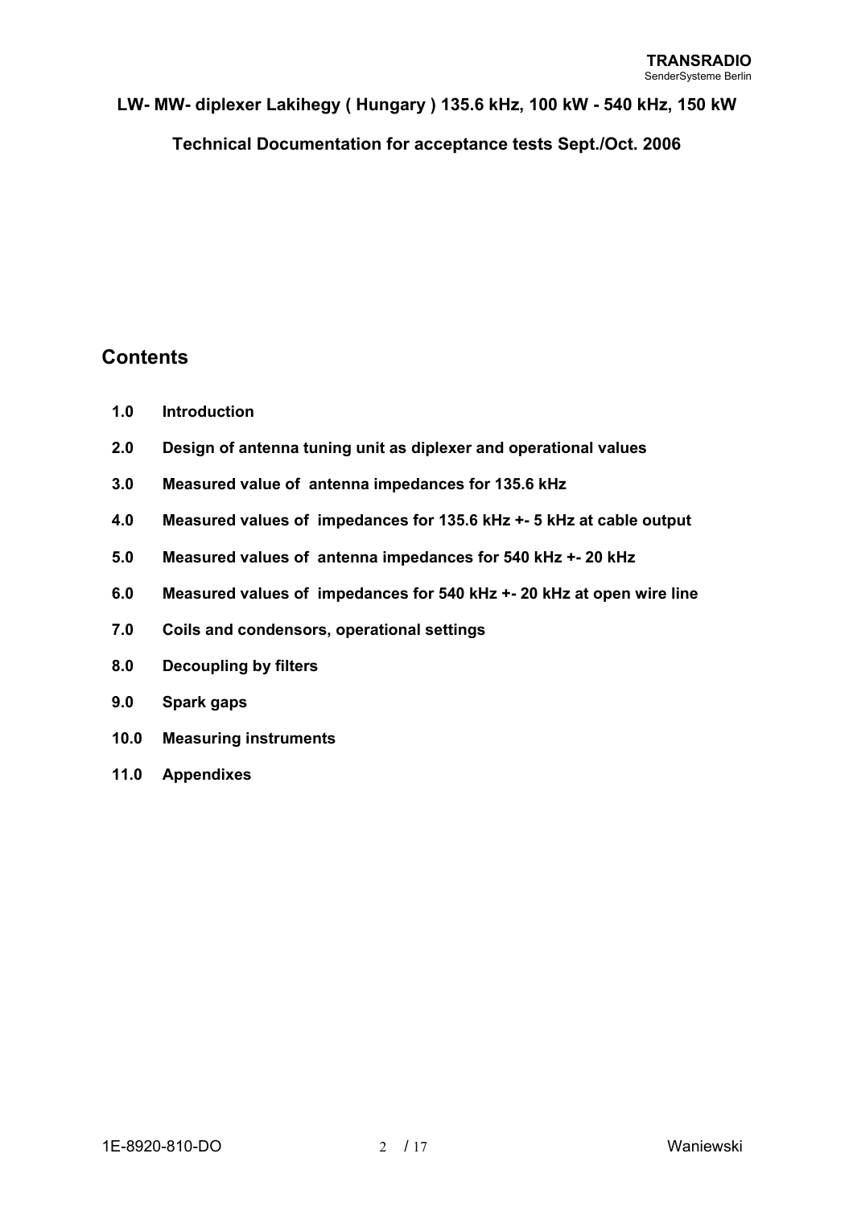**LW- MW- diplexer Lakihegy ( Hungary ) 135.6 kHz, 100 kW - 540 kHz, 150 kW**

**Technical Documentation for acceptance tests Sept./Oct. 2006**

## Contents

**1.0 Introduction**

**2.0 Design of antenna tuning unit as diplexer and operational values**

**3.0 Measured value of antenna impedances for 135.6 kHz**

**4.0 Measured values of impedances for 135.6 kHz +- 5 kHz at cable output**

**5.0 Measured values of antenna impedances for 540 kHz +- 20 kHz**

**6.0 Measured values of impedances for 540 kHz +- 20 kHz at open wire line**

**7.0 Coils and condensors, operational settings**

**8.0 Decoupling by filters**

**9.0 Spark gaps**

**10.0 Measuring instruments**

**11.0 Appendixes**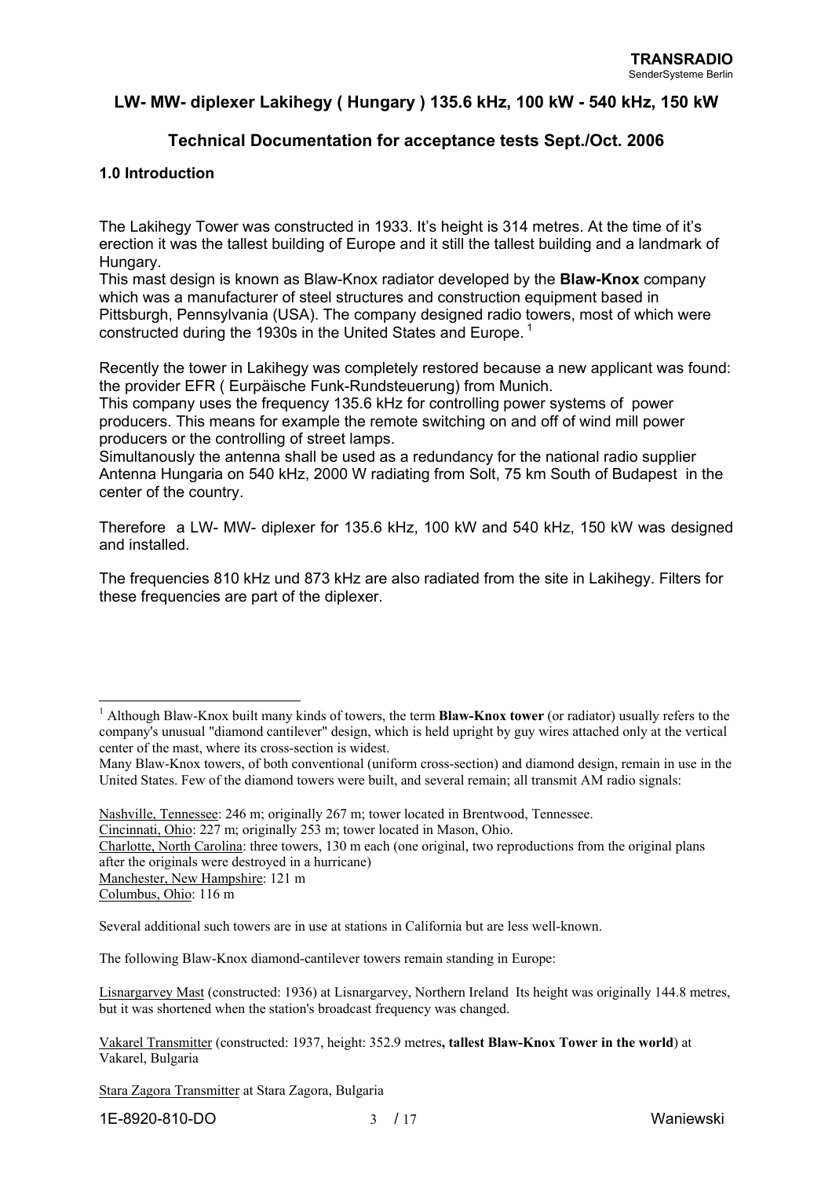## LW- MW- diplexer Lakihegy ( Hungary ) 135.6 kHz, 100 kW - 540 kHz, 150 kW

## Technical Documentation for acceptance tests Sept./Oct. 2006

### 1.0 Introduction

The Lakihegy Tower was constructed in 1933. It's height is 314 metres. At the time of it's erection it was the tallest building of Europe and it still the tallest building and a landmark of Hungary.
This mast design is known as Blaw-Knox radiator developed by the **Blaw-Knox** company which was a manufacturer of steel structures and construction equipment based in Pittsburgh, Pennsylvania (USA). The company designed radio towers, most of which were constructed during the 1930s in the United States and Europe. [1]

Recently the tower in Lakihegy was completely restored because a new applicant was found: the provider EFR ( Eurpäische Funk-Rundsteuerung) from Munich.
This company uses the frequency 135.6 kHz for controlling power systems of power producers. This means for example the remote switching on and off of wind mill power producers or the controlling of street lamps.
Simultanously the antenna shall be used as a redundancy for the national radio supplier Antenna Hungaria on 540 kHz, 2000 W radiating from Solt, 75 km South of Budapest in the center of the country.

Therefore a LW- MW- diplexer for 135.6 kHz, 100 kW and 540 kHz, 150 kW was designed and installed.

The frequencies 810 kHz und 873 kHz are also radiated from the site in Lakihegy. Filters for these frequencies are part of the diplexer.

---

[1] Although Blaw-Knox built many kinds of towers, the term **Blaw-Knox tower** (or radiator) usually refers to the company's unusual "diamond cantilever" design, which is held upright by guy wires attached only at the vertical center of the mast, where its cross-section is widest.
Many Blaw-Knox towers, of both conventional (uniform cross-section) and diamond design, remain in use in the United States. Few of the diamond towers were built, and several remain; all transmit AM radio signals:

Nashville, Tennessee: 246 m; originally 267 m; tower located in Brentwood, Tennessee.
Cincinnati, Ohio: 227 m; originally 253 m; tower located in Mason, Ohio.
Charlotte, North Carolina: three towers, 130 m each (one original, two reproductions from the original plans after the originals were destroyed in a hurricane)
Manchester, New Hampshire: 121 m
Columbus, Ohio: 116 m

Several additional such towers are in use at stations in California but are less well-known.

The following Blaw-Knox diamond-cantilever towers remain standing in Europe:

Lisnargarvey Mast (constructed: 1936) at Lisnargarvey, Northern Ireland Its height was originally 144.8 metres, but it was shortened when the station's broadcast frequency was changed.

Vakarel Transmitter (constructed: 1937, height: 352.9 metres**, tallest Blaw-Knox Tower in the world**) at Vakarel, Bulgaria

Stara Zagora Transmitter at Stara Zagora, Bulgaria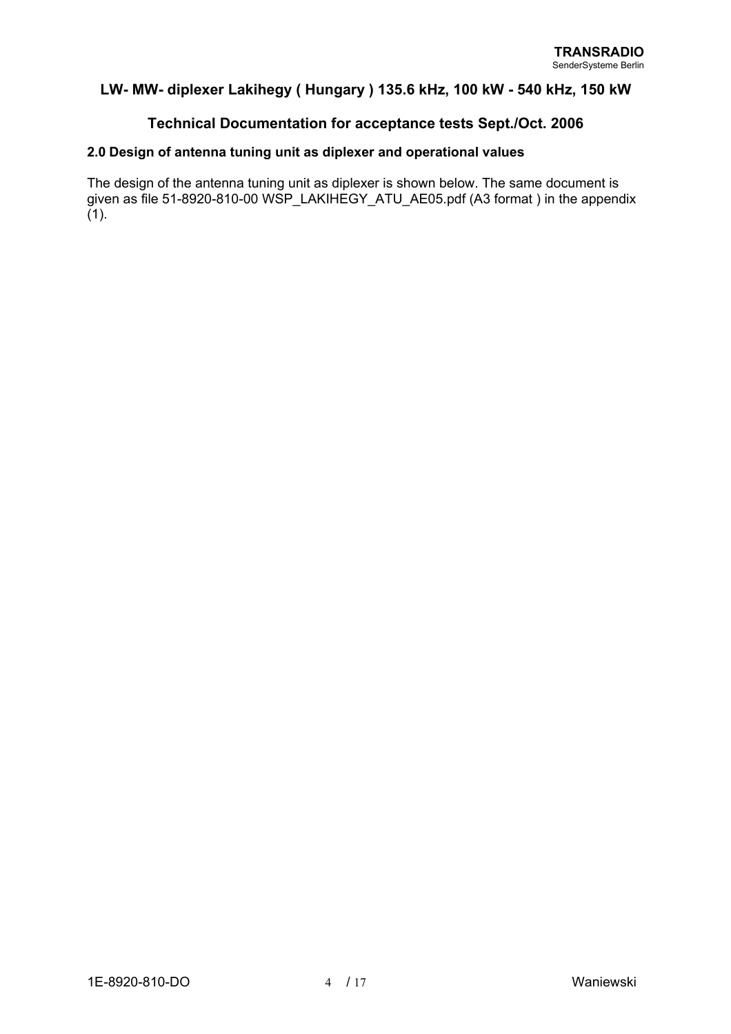## LW- MW- diplexer Lakihegy ( Hungary ) 135.6 kHz, 100 kW - 540 kHz, 150 kW

## Technical Documentation for acceptance tests Sept./Oct. 2006

### 2.0 Design of antenna tuning unit as diplexer and operational values

The design of the antenna tuning unit as diplexer is shown below. The same document is given as file 51-8920-810-00 WSP_LAKIHEGY_ATU_AE05.pdf (A3 format ) in the appendix (1).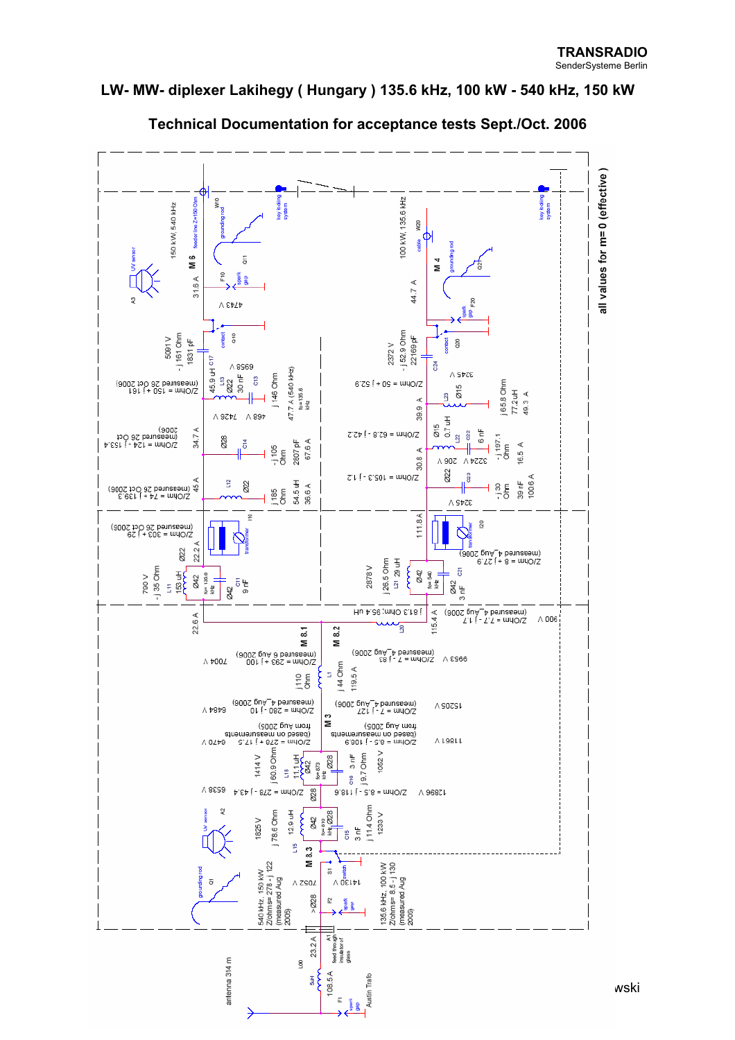**TRANSRADIO**
SenderSysteme Berlin

## LW- MW- diplexer Lakihegy ( Hungary ) 135.6 kHz, 100 kW - 540 kHz, 150 kW

### Technical Documentation for acceptance tests Sept./Oct. 2006

all values for m= 0 (effective)

150 kW, 540 kHz

M 6

31.6 A

4743 V

5091 V
- j 161 Ohm
1831 pF

C17

Z/Ohm = 150 + j 161
(measured 26 Oct 2006)

45.9 uH
Ø22
L13

30 nF
C13

6958 V

j 146 Ohm
47.7 A (540 kHz)

fo=135.6 kHz

Z/Ohm = 124 - j 153.4
(measured 26 Oct 2006)

7426 V
468 V

34.7 A
Ø28
C14

- j 105 Ohm
2807 pF
67.6 A

Z/Ohm = 74 + j 139.3
(measured 26 Oct 2006)

45 A
L12
Ø22

j 185 Ohm
54.5 uH
36.6 A

Z/Ohm = 303 + j 29
(measured 26 Oct 2006)

I10
transformer

790 V
- j 35 Ohm
153 uH
L11
Ø22
22.2 A

Ø42
fo= 135.6 kHz

Ø42
C11
9 nF

22.6 A

M 8.1

M 8.2

7004 V

Z/Ohm = 293 + j 100
(measured 6 Aug 2006)

j 110 Ohm
L1
j 44 Ohm
119.5 A

6484 V

Z/Ohm = 280 - j 10
(measured 4_Aug 2006)

M 3

6470 V

Z/Ohm = 279 + j 17.5
(based on measurements from Aug 2005)

1414 V
j 60.9 Ohm
11.1 uH
Ø42
L18
fo= 873 kHz
Ø28
3 nF
C16
j 9.7 Ohm
1052 V

6539 V

Z/Ohm = 278 - j 43.4

Ø28

1825 V
j 78.6 Ohm
12.9 uH
Ø42
L15
fo= 610 kHz
Ø28
C15
3 nF
j 11.4 Ohm
1233 V

M 8.3

A2 UV sensor

Q1 grounding rod

7052 V

540 kHz, 150 kW
Z/ohms= 278 - j 122
(measured Aug 2005)

>Ø28

F2 spark gap

S1 switch

14130 V

135.6 kHz, 100 kW
Z/ohms= 8.5 - j 130
(measured Aug 2005)

A3 UV sensor

F10 spark gap

Q11

grounding rod

feeder line Z=150 Ohm

W10

key loading system

Q10 contact

100 kW, 135.6 kHz

M 4

44.7 A

W20 cable

grounding rod

Q21

key loading system

F20 spark gap

2372 V
- j 52.9 Ohm
22169 pF

C24

Q20 contact

Z/Ohm = 50 + j 52.9

3245 V

39.9 A
L23
Ø15

j 65.8 Ohm
77.2 uH
49.3 A

Z/Ohm = 62.8 - j 42.2

Ø15
0.7 uH
L22
C22
6 nF

- j 197.1 Ohm
16.5 A

206 V
3224 V

30.8 A

Z/Ohm = 105.3 - j 1.2

Ø22
C23

- j 30 Ohm
39 nF
100.6 A

3245 V

111.8 A

I20 transformer

Z/Ohm = 8 + j 27.6
(measured 4_Aug 2006)

2878 V
j 26.5 Ohm
29 uH
L21
Ø42
fo= 540 kHz

Ø42
C21
3 nF

j 613 Ohm; 95.4 uH

L30

115.4 A

Z/Ohm = 7.7 - j 1.7
(measured 4_Aug 2006)

900 V

9963 V

Z/Ohm = 7 - j 83
(measured 4_Aug 2006)

15205 V

Z/Ohm = 7 - j 127
(measured 4_Aug 2006)

11861 V

Z/Ohm = 6.5 - j 108.6
(based on measurements from Aug 2005)

12896 V

Z/Ohm = 8.5 - j 118.6

antenna 314 m

L00
5uH
108.5 A

F1 spark gap

23.2 A

A1 feed through insulator of glass

Austin Trafo

wski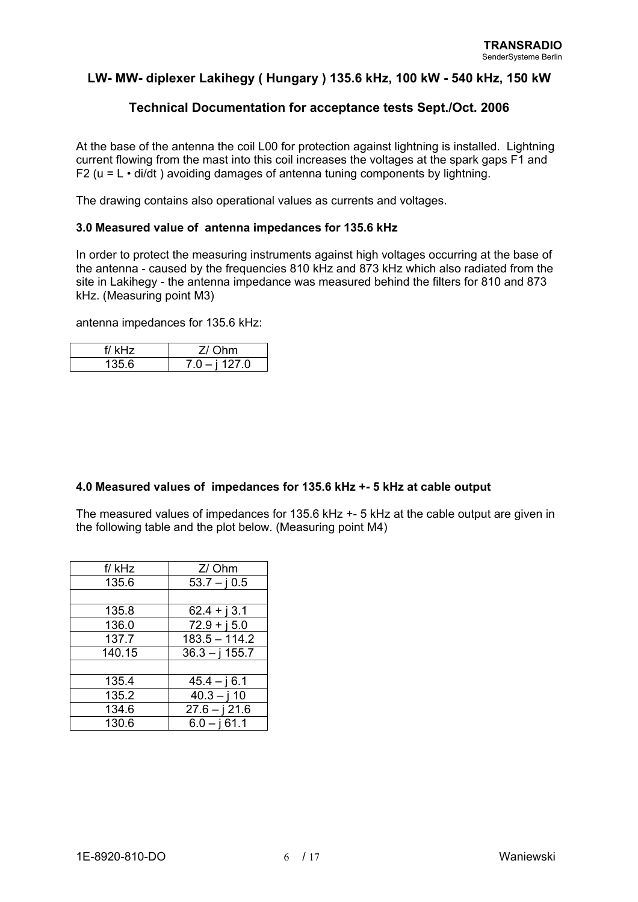## LW- MW- diplexer Lakihegy ( Hungary ) 135.6 kHz, 100 kW - 540 kHz, 150 kW

## Technical Documentation for acceptance tests Sept./Oct. 2006

At the base of the antenna the coil L00 for protection against lightning is installed. Lightning current flowing from the mast into this coil increases the voltages at the spark gaps F1 and F2 ($u = L \cdot di/dt$ ) avoiding damages of antenna tuning components by lightning.

The drawing contains also operational values as currents and voltages.

### 3.0 Measured value of antenna impedances for 135.6 kHz

In order to protect the measuring instruments against high voltages occurring at the base of the antenna - caused by the frequencies 810 kHz and 873 kHz which also radiated from the site in Lakihegy - the antenna impedance was measured behind the filters for 810 and 873 kHz. (Measuring point M3)

antenna impedances for 135.6 kHz:

| f/ kHz | Z/ Ohm |
|---|---|
| 135.6 | 7.0 – j 127.0 |

### 4.0 Measured values of impedances for 135.6 kHz +- 5 kHz at cable output

The measured values of impedances for 135.6 kHz +- 5 kHz at the cable output are given in the following table and the plot below. (Measuring point M4)

| f/ kHz | Z/ Ohm |
|---|---|
| 135.6 | 53.7 – j 0.5 |
| | |
| 135.8 | 62.4 + j 3.1 |
| 136.0 | 72.9 + j 5.0 |
| 137.7 | 183.5 – 114.2 |
| 140.15 | 36.3 – j 155.7 |
| | |
| 135.4 | 45.4 – j 6.1 |
| 135.2 | 40.3 – j 10 |
| 134.6 | 27.6 – j 21.6 |
| 130.6 | 6.0 – j 61.1 |

1E-8920-810-DO Waniewski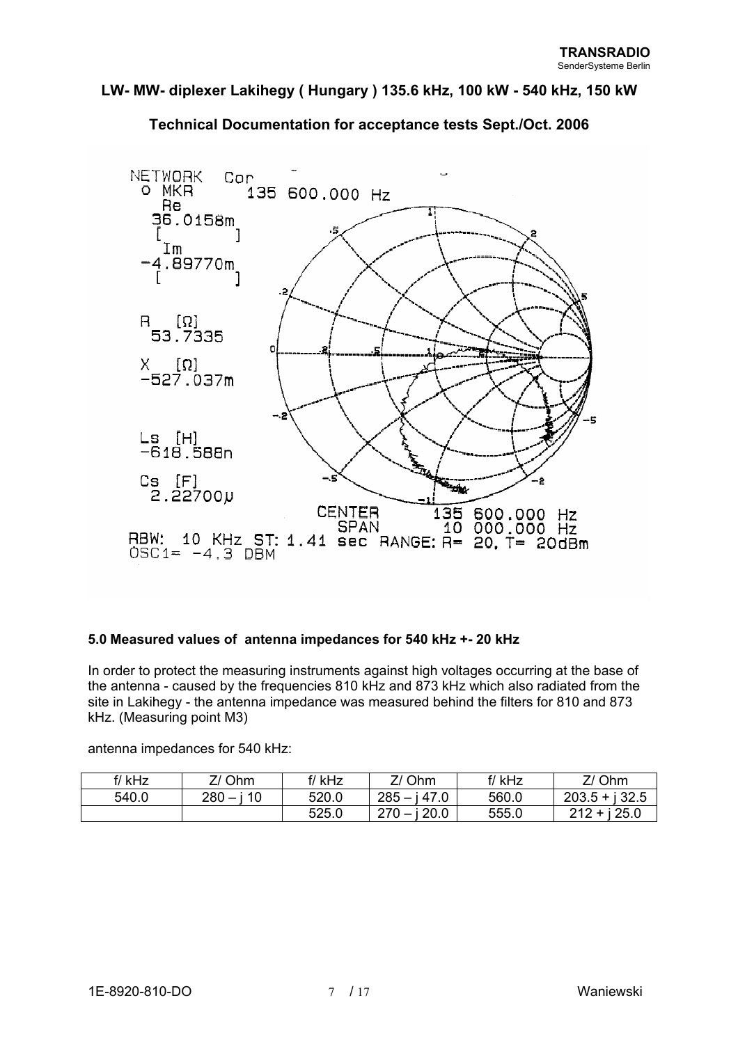## LW- MW- diplexer Lakihegy ( Hungary ) 135.6 kHz, 100 kW - 540 kHz, 150 kW

## Technical Documentation for acceptance tests Sept./Oct. 2006

NETWORK Cor
o MKR 135 600.000 Hz
Re
36.0158m
[ ]
Im
-4.89770m
[ ]

R [Ω]
53.7335

X [Ω]
-527.037m

Ls [H]
-618.588n

Cs [F]
2.22700µ

CENTER 135 600.000 Hz
SPAN 10 000.000 Hz
RBW: 10 KHz ST: 1.41 sec RANGE: R= 20, T= 20dBm
OSC1= -4.3 DBM

### 5.0 Measured values of antenna impedances for 540 kHz +- 20 kHz

In order to protect the measuring instruments against high voltages occurring at the base of the antenna - caused by the frequencies 810 kHz and 873 kHz which also radiated from the site in Lakihegy - the antenna impedance was measured behind the filters for 810 and 873 kHz. (Measuring point M3)

antenna impedances for 540 kHz:

| f/ kHz | Z/ Ohm | f/ kHz | Z/ Ohm | f/ kHz | Z/ Ohm |
|---|---|---|---|---|---|
| 540.0 | 280 – j 10 | 520.0 | 285 – j 47.0 | 560.0 | 203.5 + j 32.5 |
| | | 525.0 | 270 – j 20.0 | 555.0 | 212 + j 25.0 |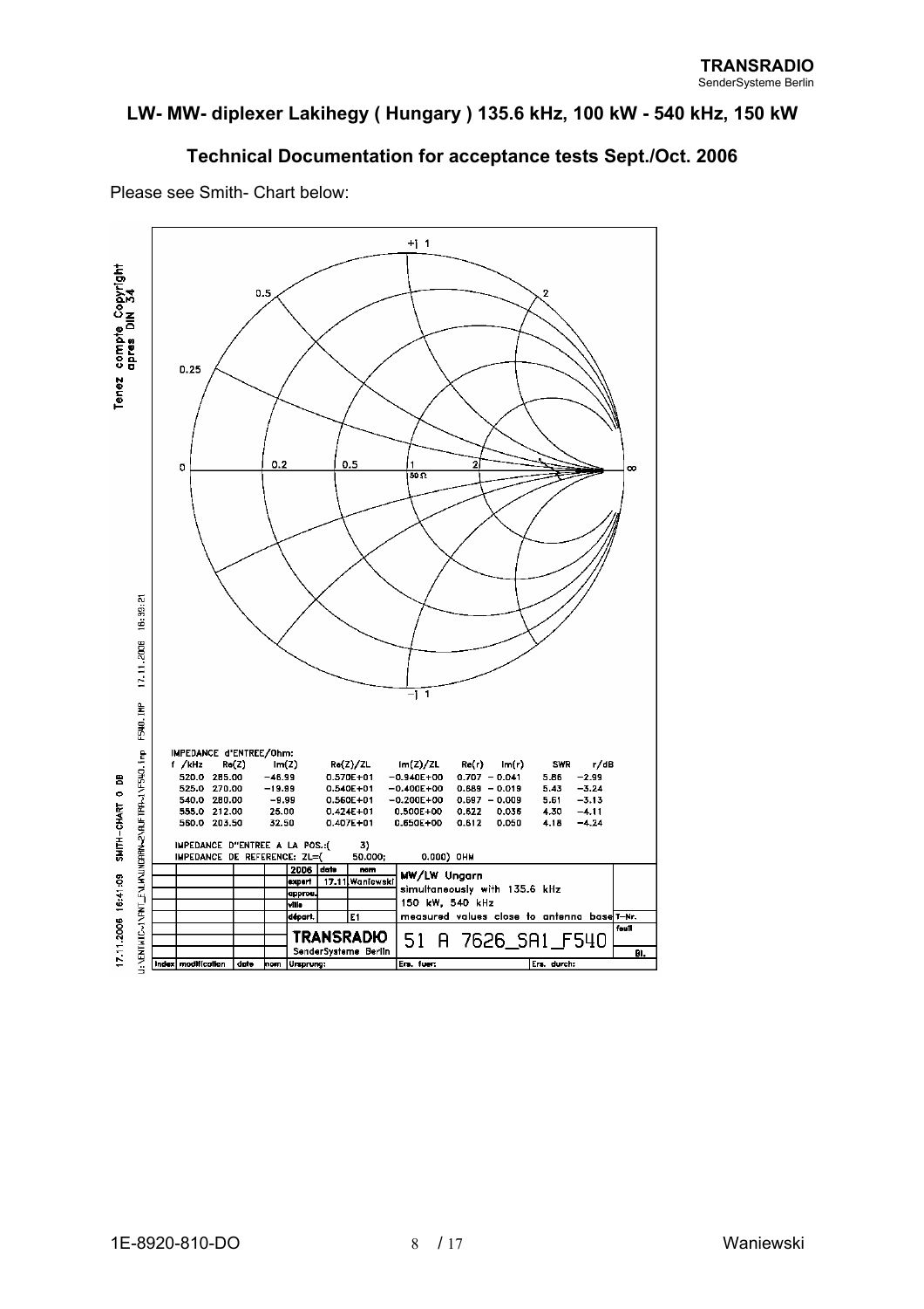## LW- MW- diplexer Lakihegy ( Hungary ) 135.6 kHz, 100 kW - 540 kHz, 150 kW

## Technical Documentation for acceptance tests Sept./Oct. 2006

Please see Smith- Chart below:

IMPEDANCE d'ENTREE/Ohm:

| f /kHz | Re(Z) | Im(Z) | Re(Z)/ZL | Im(Z)/ZL | Re(r) | Im(r) | SWR | r/dB |
|---|---|---|---|---|---|---|---|---|
| 520.0 | 285.00 | −46.99 | 0.570E+01 | −0.940E+00 | 0.707 | − 0.041 | 5.86 | −2.99 |
| 525.0 | 270.00 | −19.99 | 0.540E+01 | −0.400E+00 | 0.689 | − 0.019 | 5.43 | −3.24 |
| 540.0 | 280.00 | −9.99 | 0.560E+01 | −0.200E+00 | 0.697 | − 0.009 | 5.61 | −3.13 |
| 555.0 | 212.00 | 25.00 | 0.424E+01 | 0.500E+00 | 0.622 | 0.036 | 4.30 | −4.11 |
| 560.0 | 203.50 | 32.50 | 0.407E+01 | 0.650E+00 | 0.612 | 0.050 | 4.18 | −4.24 |

IMPEDANCE D"ENTREE A LA POS.:( 3)

IMPEDANCE DE REFERENCE: ZL=( 50.000; 0.000) OHM

MW/LW Ungarn
simultaneously with 135.6 kHz
150 kW, 540 kHz
measured values close to antenna base

TRANSRADIO SenderSysteme Berlin

51 A 7626_SA1_F540

2006 expert 17.11 Waniewski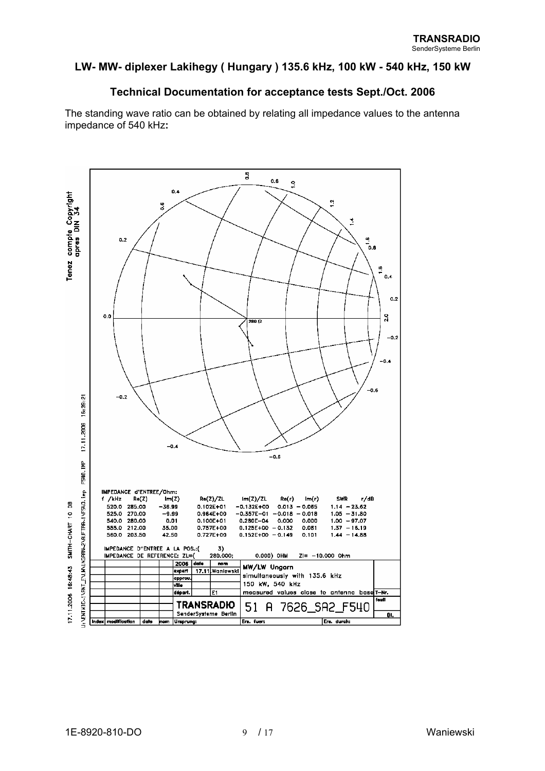**TRANSRADIO**
SenderSysteme Berlin

## LW- MW- diplexer Lakihegy ( Hungary ) 135.6 kHz, 100 kW - 540 kHz, 150 kW

### Technical Documentation for acceptance tests Sept./Oct. 2006

The standing wave ratio can be obtained by relating all impedance values to the antenna impedance of 540 kHz**:**

IMPEDANCE d'ENTREE/Ohm:

| f /kHz | Re(Z) | Im(Z) | Re(Z)/ZL | Im(Z)/ZL | Re(r) | Im(r) | SWR | r/dB |
|---|---|---|---|---|---|---|---|---|
| 520.0 | 285.00 | −36.99 | 0.102E+01 | −0.132E+00 | 0.013 | −0.065 | 1.14 | −23.62 |
| 525.0 | 270.00 | −9.99 | 0.964E+00 | −0.357E−01 | −0.018 | −0.018 | 1.05 | −31.80 |
| 540.0 | 280.00 | 0.01 | 0.100E+01 | 0.280E−04 | 0.000 | 0.000 | 1.00 | −97.07 |
| 555.0 | 212.00 | 35.00 | 0.757E+00 | 0.125E+00 | −0.132 | 0.081 | 1.37 | −16.19 |
| 560.0 | 203.50 | 42.50 | 0.727E+00 | 0.152E+00 | −0.149 | 0.101 | 1.44 | −14.88 |

IMPEDANCE D"ENTREE A LA POS.:( 3)
IMPEDANCE DE REFERENCE: ZL=( 280.000; 0.000) OHM Zl= −10.000 Ohm

| | | | | | | |
|---|---|---|---|---|---|---|
| 2006 | date | nom | MW/LW Ungarn | | | |
| expert | 17.11. | Waniewski | simultaneously with 135.6 kHz | | | |
| approu. | | | 150 kW, 540 kHz | | | |
| ville | | | | | | |
| départ. | | E1 | measured values close to antenna base | | | T-Nr. |
| TRANSRADIO SenderSysteme Berlin | | | 51 A 7626_SA2_F540 | | | feuil / Bl. |
| Ursprung: | | | Ers. fuer: | | Ers. durch: | |

17.11.2006 16:48:43 SMITH-CHART 10 DB F540.IMP 17.11.2006 16:39:21
Tenez compte Copyright apres DIN 34

1E-8920-810-DO Waniewski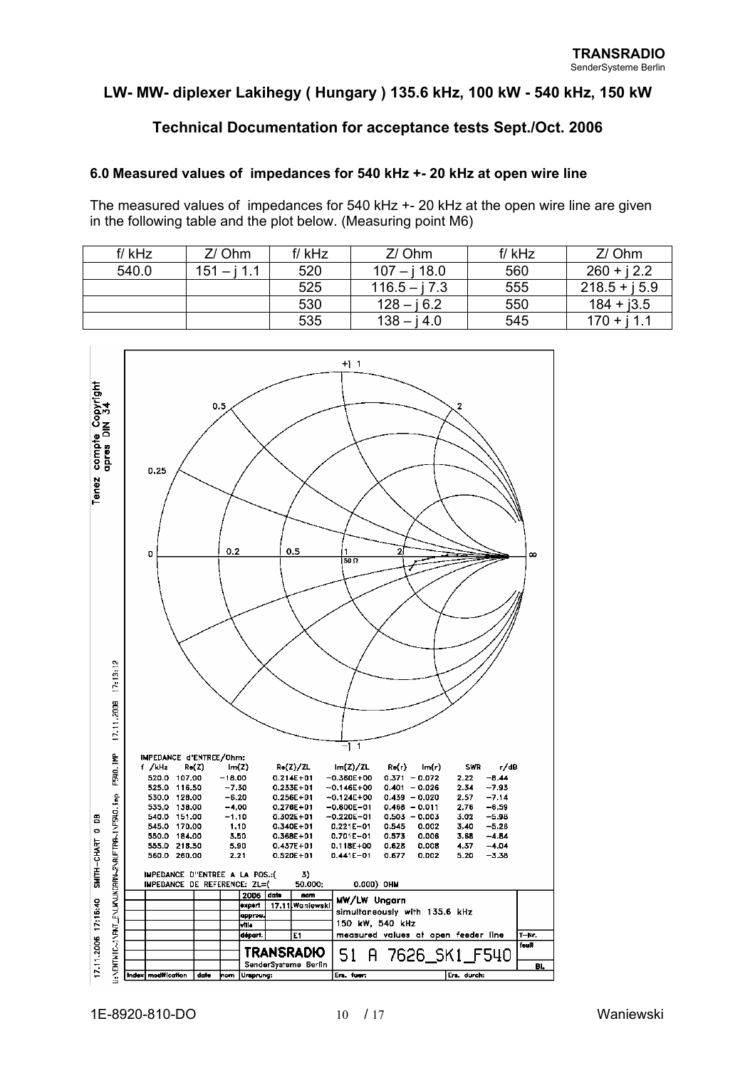**TRANSRADIO**
SenderSysteme Berlin

## LW- MW- diplexer Lakihegy ( Hungary ) 135.6 kHz, 100 kW - 540 kHz, 150 kW

## Technical Documentation for acceptance tests Sept./Oct. 2006

### 6.0 Measured values of impedances for 540 kHz +- 20 kHz at open wire line

The measured values of impedances for 540 kHz +- 20 kHz at the open wire line are given in the following table and the plot below. (Measuring point M6)

| f/ kHz | Z/ Ohm | f/ kHz | Z/ Ohm | f/ kHz | Z/ Ohm |
|---|---|---|---|---|---|
| 540.0 | 151 – j 1.1 | 520 | 107 – j 18.0 | 560 | 260 + j 2.2 |
| | | 525 | 116.5 – j 7.3 | 555 | 218.5 + j 5.9 |
| | | 530 | 128 – j 6.2 | 550 | 184 + j3.5 |
| | | 535 | 138 – j 4.0 | 545 | 170 + j 1.1 |

IMPEDANCE d'ENTREE/Ohm:

| f /kHz | Re(Z) | Im(Z) | Re(Z)/ZL | Im(Z)/ZL | Re(r) | Im(r) | SWR | r/dB |
|---|---|---|---|---|---|---|---|---|
| 520.0 | 107.00 | −18.00 | 0.214E+01 | −0.360E+00 | 0.371 | −0.072 | 2.22 | −8.44 |
| 525.0 | 116.50 | −7.30 | 0.233E+01 | −0.146E+00 | 0.401 | −0.026 | 2.34 | −7.93 |
| 530.0 | 128.00 | −6.20 | 0.256E+01 | −0.124E+00 | 0.439 | −0.020 | 2.57 | −7.14 |
| 535.0 | 138.00 | −4.00 | 0.276E+01 | −0.800E−01 | 0.468 | −0.011 | 2.76 | −6.59 |
| 540.0 | 151.00 | −1.10 | 0.302E+01 | −0.220E−01 | 0.503 | −0.003 | 3.02 | −5.98 |
| 545.0 | 170.00 | 1.10 | 0.340E+01 | 0.221E−01 | 0.545 | 0.002 | 3.40 | −5.26 |
| 550.0 | 184.00 | 3.50 | 0.368E+01 | 0.701E−01 | 0.573 | 0.006 | 3.68 | −4.84 |
| 555.0 | 218.50 | 5.90 | 0.437E+01 | 0.118E+00 | 0.628 | 0.008 | 4.37 | −4.04 |
| 560.0 | 260.00 | 2.21 | 0.520E+01 | 0.441E−01 | 0.677 | 0.002 | 5.20 | −3.38 |

IMPEDANCE D''ENTREE A LA POS.:( 3)
IMPEDANCE DE REFERENCE: ZL=( 50.000; 0.000) OHM

MW/LW Ungarn
simultaneously with 135.6 kHz
150 kW, 540 kHz
measured values at open feeder line

TRANSRADIO SenderSysteme Berlin — 51 A 7626_SK1_F540

1E-8920-810-DO Waniewski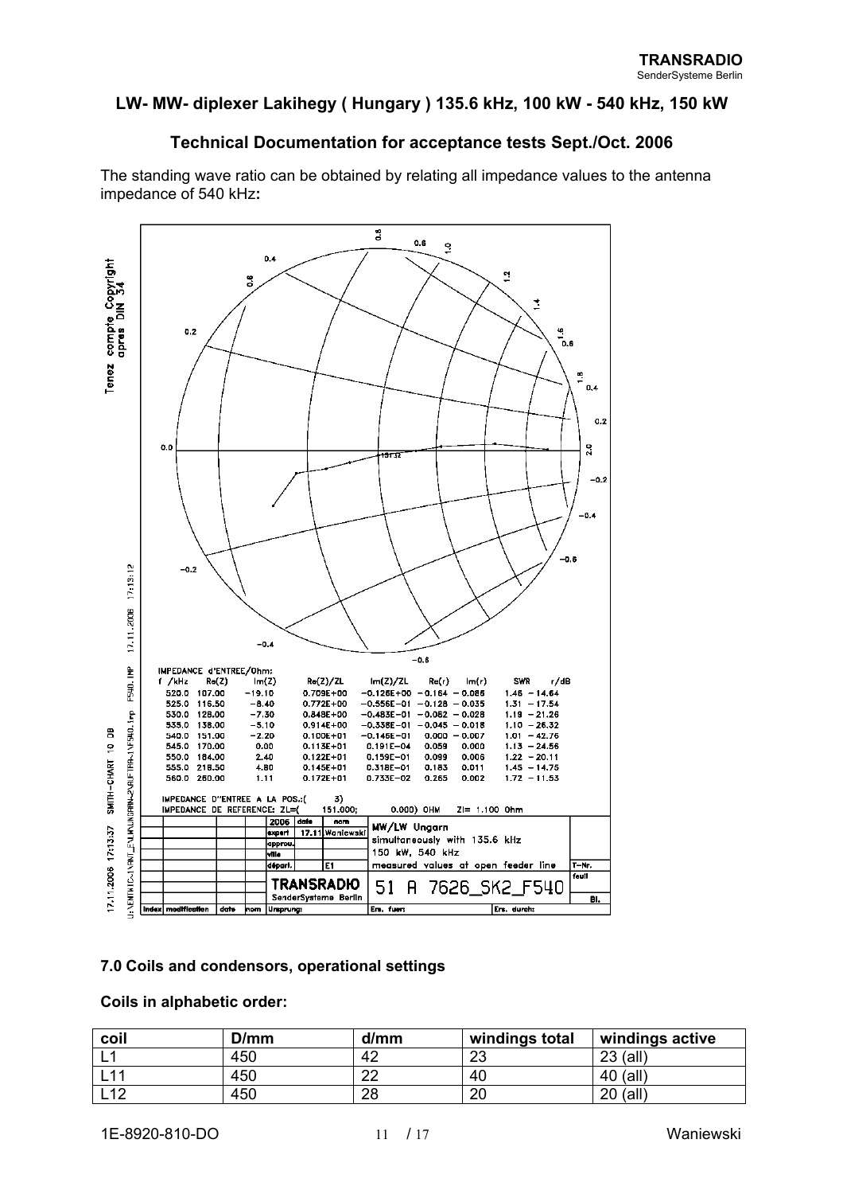**LW- MW- diplexer Lakihegy ( Hungary ) 135.6 kHz, 100 kW - 540 kHz, 150 kW**

**Technical Documentation for acceptance tests Sept./Oct. 2006**

The standing wave ratio can be obtained by relating all impedance values to the antenna impedance of 540 kHz**:**

IMPEDANCE d'ENTREE/Ohm:

| f /kHz | Re(Z) | Im(Z) | Re(Z)/ZL | Im(Z)/ZL | Re(r) | Im(r) | SWR | r/dB |
|---|---|---|---|---|---|---|---|---|
| 520.0 | 107.00 | -19.10 | 0.709E+00 | -0.126E+00 | -0.164 | -0.086 | 1.46 | -14.64 |
| 525.0 | 116.50 | -8.40 | 0.772E+00 | -0.556E-01 | -0.128 | -0.035 | 1.31 | -17.54 |
| 530.0 | 128.00 | -7.30 | 0.848E+00 | -0.483E-01 | -0.082 | -0.028 | 1.19 | -21.26 |
| 535.0 | 138.00 | -5.10 | 0.914E+00 | -0.338E-01 | -0.045 | -0.018 | 1.10 | -26.32 |
| 540.0 | 151.00 | -2.20 | 0.100E+01 | -0.146E-01 | 0.000 | -0.007 | 1.01 | -42.76 |
| 545.0 | 170.00 | 0.00 | 0.113E+01 | 0.191E-04 | 0.059 | 0.000 | 1.13 | -24.56 |
| 550.0 | 184.00 | 2.40 | 0.122E+01 | 0.159E-01 | 0.099 | 0.006 | 1.22 | -20.11 |
| 555.0 | 218.50 | 4.80 | 0.145E+01 | 0.318E-01 | 0.183 | 0.011 | 1.45 | -14.75 |
| 560.0 | 260.00 | 1.11 | 0.172E+01 | 0.733E-02 | 0.265 | 0.002 | 1.72 | -11.53 |

IMPEDANCE D''ENTREE A LA POS.:( 3)
IMPEDANCE DE REFERENCE: ZL=( 151.000; 0.000) OHM Zl= 1.100 Ohm

MW/LW Ungarn
simultaneously with 135.6 kHz
150 kW, 540 kHz
measured values at open feeder line

TRANSRADIO SenderSysteme Berlin — 51 A 7626_SK2_F540

## 7.0 Coils and condensors, operational settings

**Coils in alphabetic order:**

| coil | D/mm | d/mm | windings total | windings active |
|---|---|---|---|---|
| L1 | 450 | 42 | 23 | 23 (all) |
| L11 | 450 | 22 | 40 | 40 (all) |
| L12 | 450 | 28 | 20 | 20 (all) |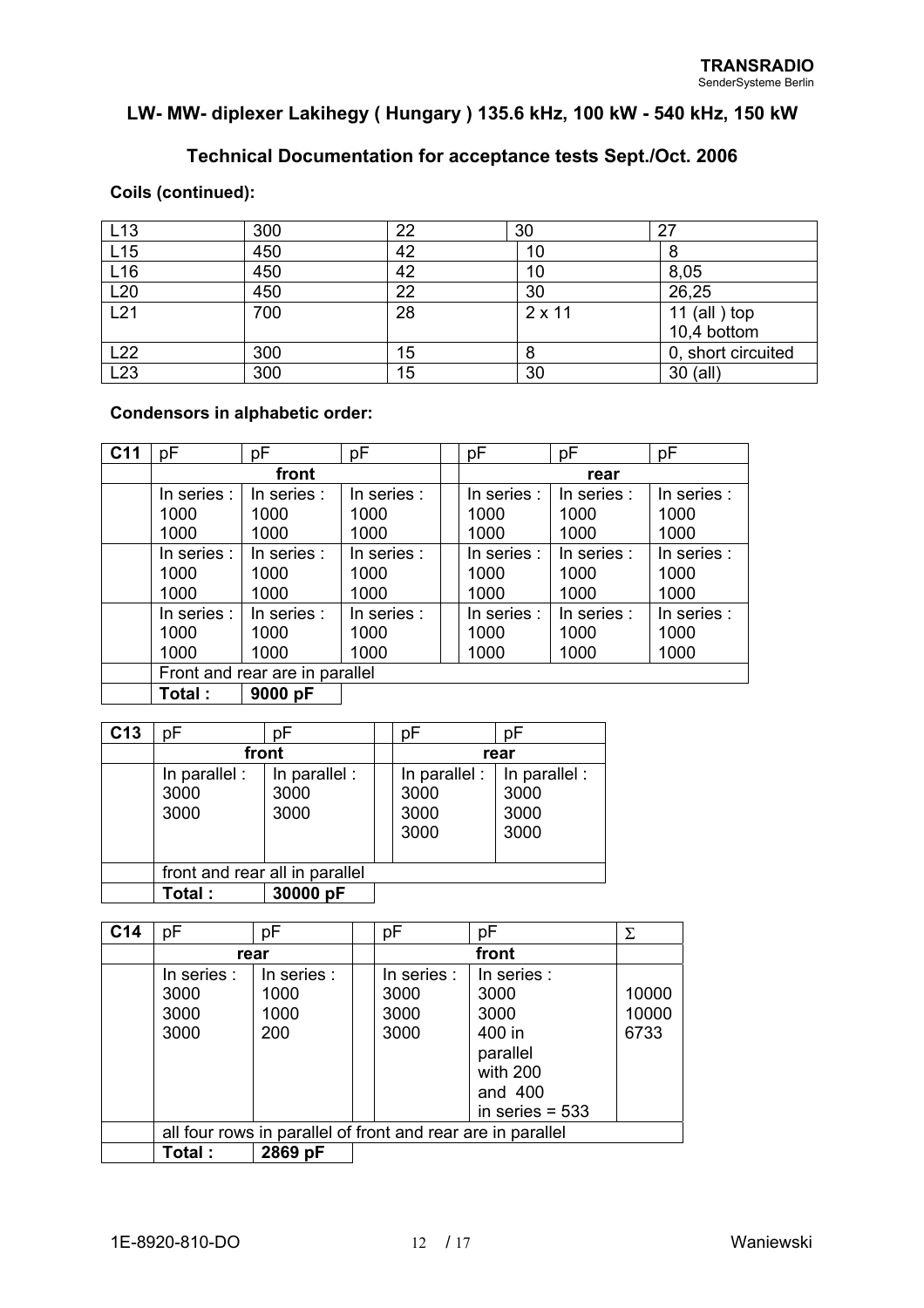## LW- MW- diplexer Lakihegy ( Hungary ) 135.6 kHz, 100 kW - 540 kHz, 150 kW

## Technical Documentation for acceptance tests Sept./Oct. 2006

**Coils (continued):**

| | | | | |
|---|---|---|---|---|
| L13 | 300 | 22 | 30 | 27 |
| L15 | 450 | 42 | 10 | 8 |
| L16 | 450 | 42 | 10 | 8,05 |
| L20 | 450 | 22 | 30 | 26,25 |
| L21 | 700 | 28 | 2 x 11 | 11 (all ) top<br>10,4 bottom |
| L22 | 300 | 15 | 8 | 0, short circuited |
| L23 | 300 | 15 | 30 | 30 (all) |

**Condensors in alphabetic order:**

| C11 | pF | pF | pF | | pF | pF | pF |
|---|---|---|---|---|---|---|---|
| | front | | | | rear | | |
| | In series :<br>1000<br>1000 | In series :<br>1000<br>1000 | In series :<br>1000<br>1000 | | In series :<br>1000<br>1000 | In series :<br>1000<br>1000 | In series :<br>1000<br>1000 |
| | In series :<br>1000<br>1000 | In series :<br>1000<br>1000 | In series :<br>1000<br>1000 | | In series :<br>1000<br>1000 | In series :<br>1000<br>1000 | In series :<br>1000<br>1000 |
| | In series :<br>1000<br>1000 | In series :<br>1000<br>1000 | In series :<br>1000<br>1000 | | In series :<br>1000<br>1000 | In series :<br>1000<br>1000 | In series :<br>1000<br>1000 |
| | Front and rear are in parallel | | | | | | |
| | **Total :** | **9000 pF** | | | | | |

| C13 | pF | pF | | pF | pF |
|---|---|---|---|---|---|
| | front | | | rear | |
| | In parallel :<br>3000<br>3000 | In parallel :<br>3000<br>3000 | | In parallel :<br>3000<br>3000<br>3000 | In parallel :<br>3000<br>3000<br>3000 |
| | front and rear all in parallel | | | | |
| | **Total :** | **30000 pF** | | | |

| C14 | pF | pF | | pF | pF | Σ |
|---|---|---|---|---|---|---|
| | rear | | | front | | |
| | In series :<br>3000<br>3000<br>3000 | In series :<br>1000<br>1000<br>200 | | In series :<br>3000<br>3000<br>3000 | In series :<br>3000<br>3000<br>400 in parallel with 200 and 400 in series = 533 | 10000<br>10000<br>6733 |
| | all four rows in parallel of front and rear are in parallel | | | | | |
| | **Total :** | **2869 pF** | | | | |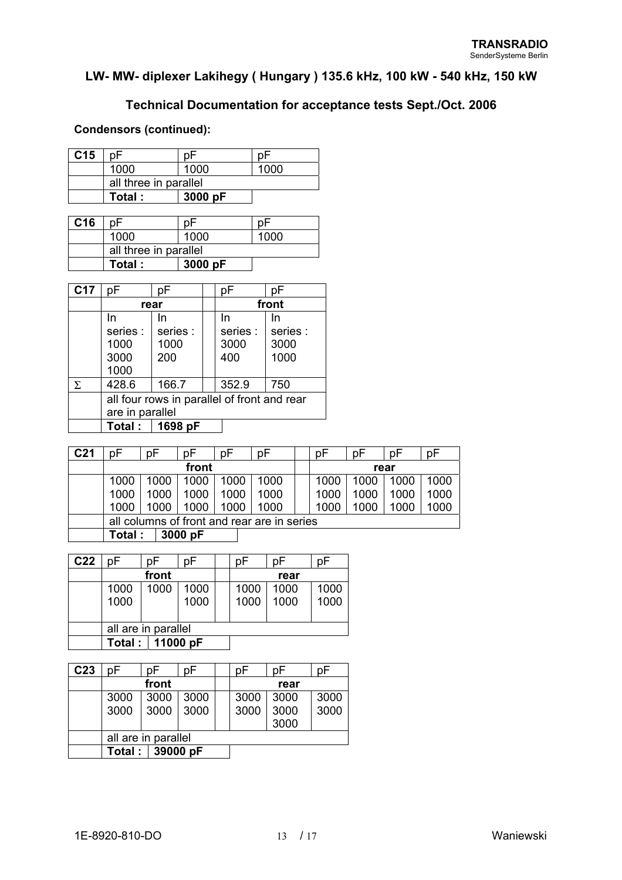**TRANSRADIO**
SenderSysteme Berlin

## LW- MW- diplexer Lakihegy ( Hungary ) 135.6 kHz, 100 kW - 540 kHz, 150 kW

## Technical Documentation for acceptance tests Sept./Oct. 2006

### Condensors (continued):

| C15 | pF | pF | pF |
|---|---|---|---|
| | 1000 | 1000 | 1000 |
| | all three in parallel | | |
| | **Total :** | **3000 pF** | |

| C16 | pF | pF | pF |
|---|---|---|---|
| | 1000 | 1000 | 1000 |
| | all three in parallel | | |
| | **Total :** | **3000 pF** | |

| C17 | pF | pF | | pF | pF |
|---|---|---|---|---|---|
| | **rear** | | | **front** | |
| | In series : 1000 3000 1000 | In series : 1000 200 | | In series : 3000 400 | In series : 3000 1000 |
| Σ | 428.6 | 166.7 | | 352.9 | 750 |
| | all four rows in parallel of front and rear are in parallel | | | | |
| | **Total :** | **1698 pF** | | | |

| C21 | pF | pF | pF | pF | pF | | pF | pF | pF | pF |
|---|---|---|---|---|---|---|---|---|---|---|
| | | | **front** | | | | | **rear** | | |
| | 1000 1000 1000 | 1000 1000 1000 | 1000 1000 1000 | 1000 1000 1000 | 1000 1000 1000 | | 1000 1000 1000 | 1000 1000 1000 | 1000 1000 1000 | 1000 1000 1000 |
| | all columns of front and rear are in series | | | | | | | | | |
| | **Total :** | **3000 pF** | | | | | | | | |

| C22 | pF | pF | pF | | pF | pF | pF |
|---|---|---|---|---|---|---|---|
| | | **front** | | | | **rear** | |
| | 1000 1000 | 1000 | 1000 1000 | | 1000 1000 | 1000 1000 | 1000 1000 |
| | all are in parallel | | | | | | |
| | **Total :** | **11000 pF** | | | | | |

| C23 | pF | pF | pF | | pF | pF | pF |
|---|---|---|---|---|---|---|---|
| | | **front** | | | | **rear** | |
| | 3000 3000 | 3000 3000 | 3000 3000 | | 3000 3000 | 3000 3000 3000 | 3000 3000 |
| | all are in parallel | | | | | | |
| | **Total :** | **39000 pF** | | | | | |

1E-8920-810-DO Waniewski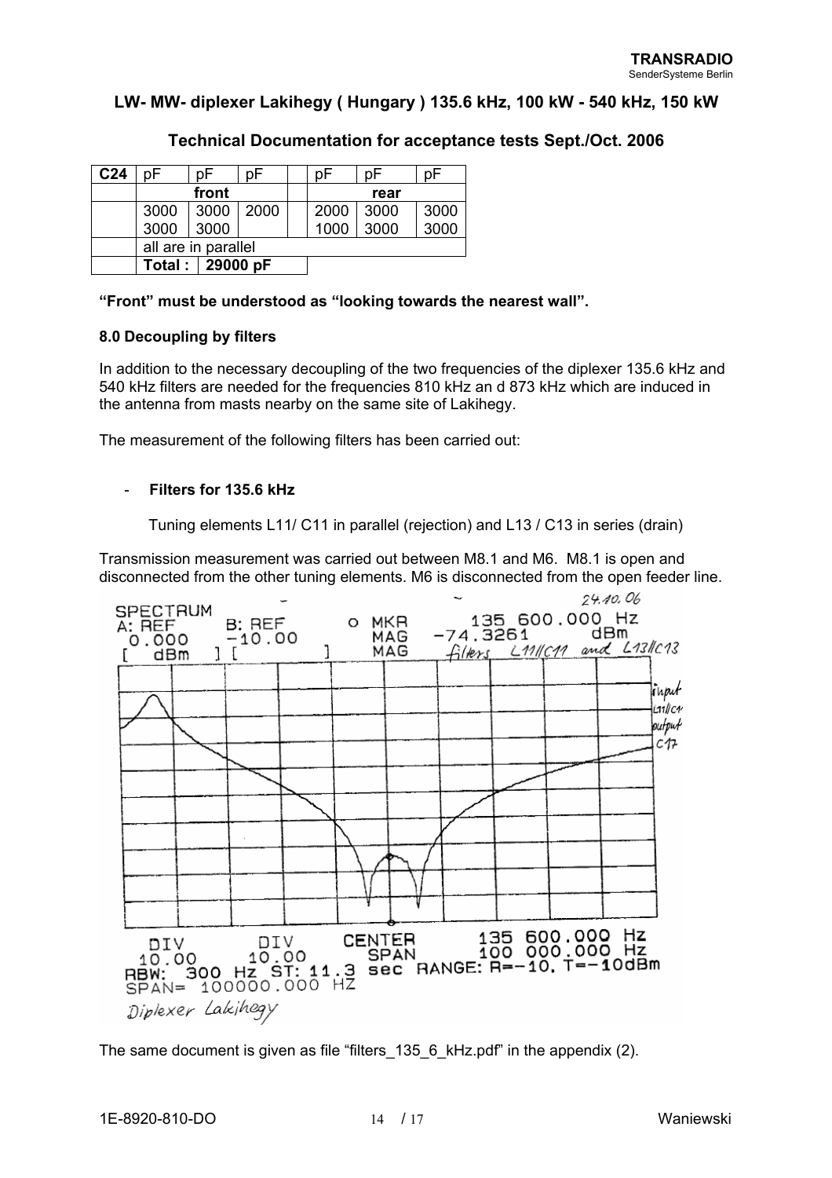**LW- MW- diplexer Lakihegy ( Hungary ) 135.6 kHz, 100 kW - 540 kHz, 150 kW**

**Technical Documentation for acceptance tests Sept./Oct. 2006**

| **C24** | pF | pF | pF | | pF | pF | pF |
|---|---|---|---|---|---|---|---|
| | **front** | | | | **rear** | | |
| | 3000 | 3000 | 2000 | | 2000 | 3000 | 3000 |
| | 3000 | 3000 | | | 1000 | 3000 | 3000 |
| | all are in parallel | | | | | | |
| | **Total :** | **29000 pF** | | | | | |

**“Front” must be understood as “looking towards the nearest wall”.**

### 8.0 Decoupling by filters

In addition to the necessary decoupling of the two frequencies of the diplexer 135.6 kHz and 540 kHz filters are needed for the frequencies 810 kHz an d 873 kHz which are induced in the antenna from masts nearby on the same site of Lakihegy.

The measurement of the following filters has been carried out:

- **Filters for 135.6 kHz**

  Tuning elements L11/ C11 in parallel (rejection) and L13 / C13 in series (drain)

Transmission measurement was carried out between M8.1 and M6. M8.1 is open and disconnected from the other tuning elements. M6 is disconnected from the open feeder line.

The same document is given as file “filters_135_6_kHz.pdf” in the appendix (2).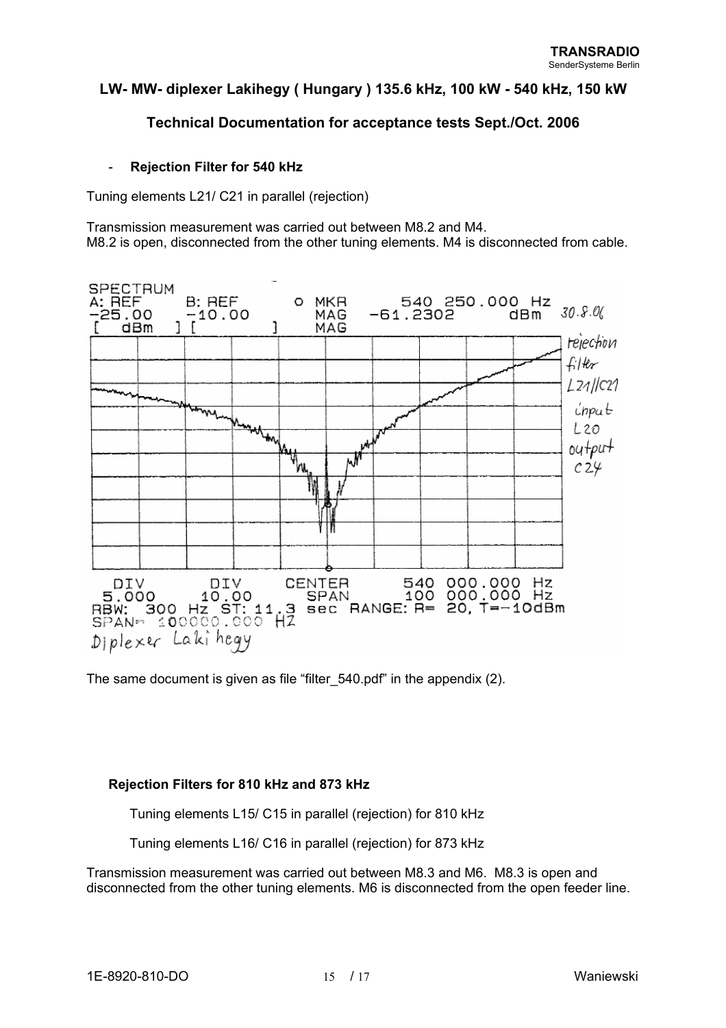## LW- MW- diplexer Lakihegy ( Hungary ) 135.6 kHz, 100 kW - 540 kHz, 150 kW

## Technical Documentation for acceptance tests Sept./Oct. 2006

- **Rejection Filter for 540 kHz**

Tuning elements L21/ C21 in parallel (rejection)

Transmission measurement was carried out between M8.2 and M4.
M8.2 is open, disconnected from the other tuning elements. M4 is disconnected from cable.

The same document is given as file "filter_540.pdf" in the appendix (2).

**Rejection Filters for 810 kHz and 873 kHz**

Tuning elements L15/ C15 in parallel (rejection) for 810 kHz

Tuning elements L16/ C16 in parallel (rejection) for 873 kHz

Transmission measurement was carried out between M8.3 and M6. M8.3 is open and disconnected from the other tuning elements. M6 is disconnected from the open feeder line.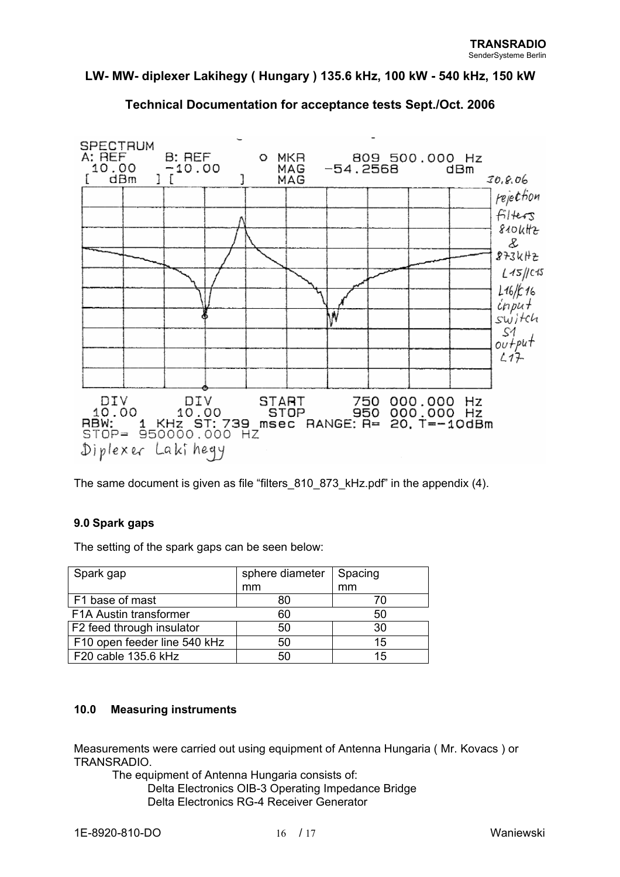The same document is given as file “filters_810_873_kHz.pdf” in the appendix (4).

### 9.0 Spark gaps

The setting of the spark gaps can be seen below:

| Spark gap | sphere diameter mm | Spacing mm |
|---|---|---|
| F1 base of mast | 80 | 70 |
| F1A Austin transformer | 60 | 50 |
| F2 feed through insulator | 50 | 30 |
| F10 open feeder line 540 kHz | 50 | 15 |
| F20 cable 135.6 kHz | 50 | 15 |

### 10.0 Measuring instruments

Measurements were carried out using equipment of Antenna Hungaria ( Mr. Kovacs ) or TRANSRADIO.

The equipment of Antenna Hungaria consists of:

- Delta Electronics OIB-3 Operating Impedance Bridge
- Delta Electronics RG-4 Receiver Generator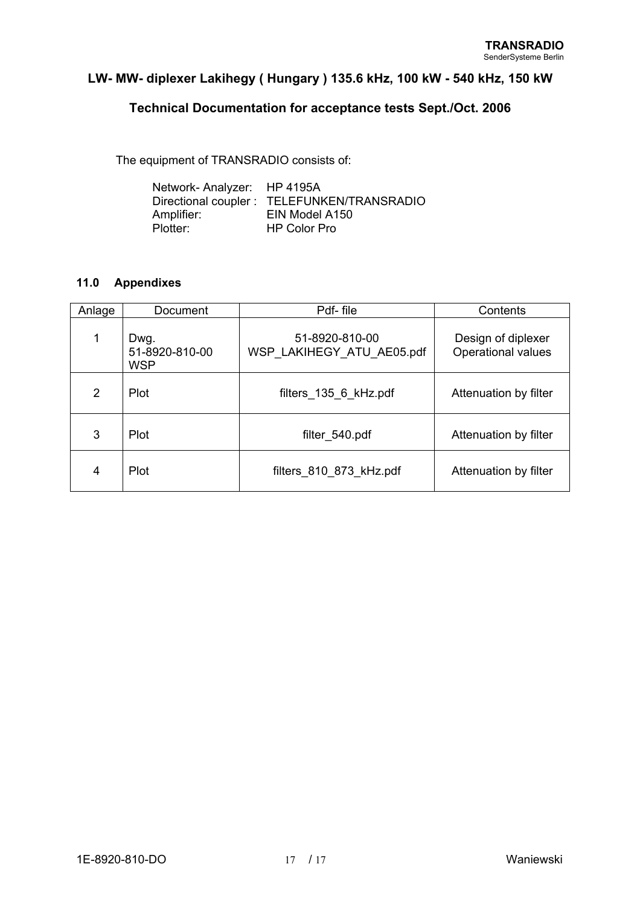**LW- MW- diplexer Lakihegy ( Hungary ) 135.6 kHz, 100 kW - 540 kHz, 150 kW**

**Technical Documentation for acceptance tests Sept./Oct. 2006**

The equipment of TRANSRADIO consists of:

Network- Analyzer: HP 4195A
Directional coupler : TELEFUNKEN/TRANSRADIO
Amplifier: EIN Model A150
Plotter: HP Color Pro

### 11.0 Appendixes

| Anlage | Document | Pdf- file | Contents |
|---|---|---|---|
| 1 | Dwg. 51-8920-810-00 WSP | 51-8920-810-00 WSP_LAKIHEGY_ATU_AE05.pdf | Design of diplexer Operational values |
| 2 | Plot | filters_135_6_kHz.pdf | Attenuation by filter |
| 3 | Plot | filter_540.pdf | Attenuation by filter |
| 4 | Plot | filters_810_873_kHz.pdf | Attenuation by filter |